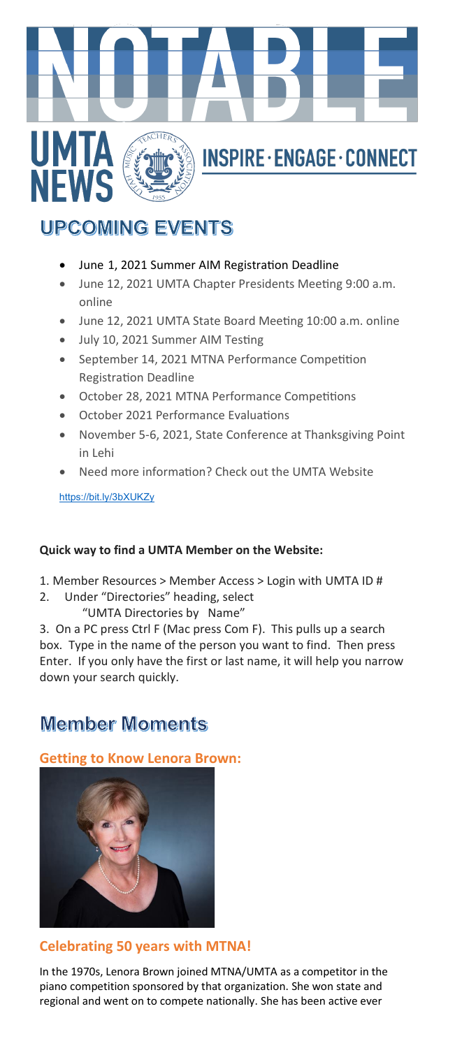# NOTABLE

UMTA NEWS

INSPIRE · ENGAGE · CONNECT

## UPCOMING EVENTS

- June 1, 2021 Summer AIM Registration Deadline
- June 12, 2021 UMTA Chapter Presidents Meeting 9:00 a.m. online
- June 12, 2021 UMTA State Board Meeting 10:00 a.m. online
- July 10, 2021 Summer AIM Testing
- September 14, 2021 MTNA Performance Competition Registration Deadline
- October 28, 2021 MTNA Performance Competitions
- October 2021 Performance Evaluations
- November 5-6, 2021, State Conference at Thanksgiving Point in Lehi
- Need more information? Check out the UMTA Website

https://bit.ly/3bXUKZy

**Quick way to find a UMTA Member on the Website:**

1. Member Resources > Member Access > Login with UMTA ID #
2. Under "Directories" heading, select "UMTA Directories by Name"
3. On a PC press Ctrl F (Mac press Com F). This pulls up a search box. Type in the name of the person you want to find. Then press Enter. If you only have the first or last name, it will help you narrow down your search quickly.

## Member Moments

### Getting to Know Lenora Brown:

### Celebrating 50 years with MTNA!

In the 1970s, Lenora Brown joined MTNA/UMTA as a competitor in the piano competition sponsored by that organization. She won state and regional and went on to compete nationally. She has been active ever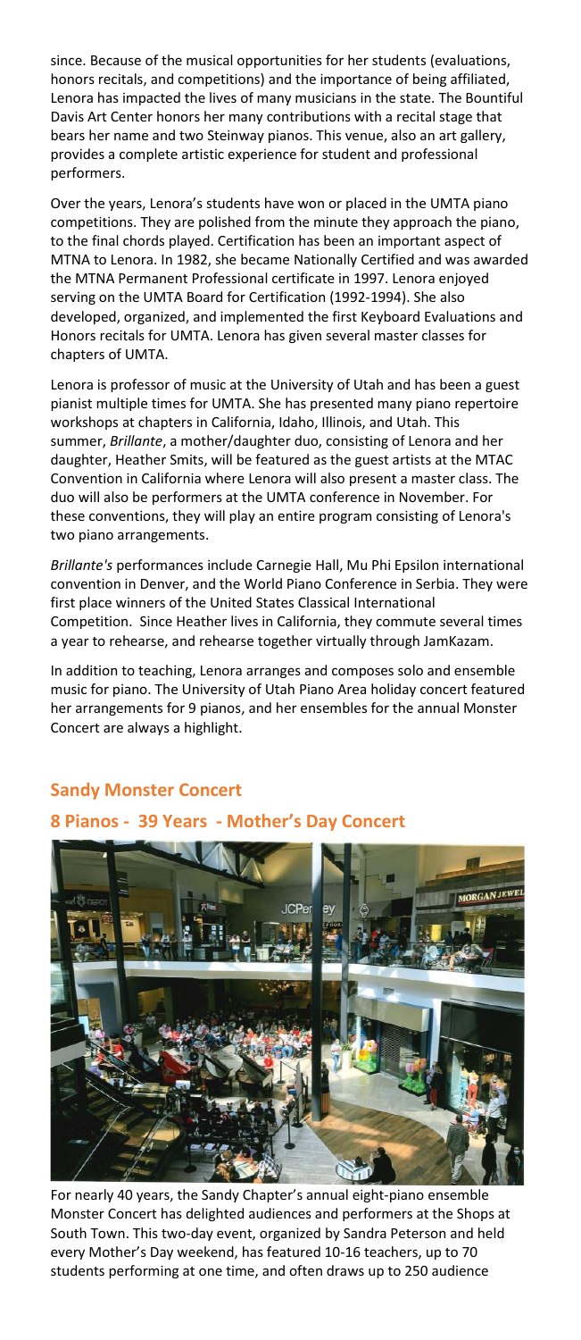since. Because of the musical opportunities for her students (evaluations, honors recitals, and competitions) and the importance of being affiliated, Lenora has impacted the lives of many musicians in the state. The Bountiful Davis Art Center honors her many contributions with a recital stage that bears her name and two Steinway pianos. This venue, also an art gallery, provides a complete artistic experience for student and professional performers.

Over the years, Lenora's students have won or placed in the UMTA piano competitions. They are polished from the minute they approach the piano, to the final chords played. Certification has been an important aspect of MTNA to Lenora. In 1982, she became Nationally Certified and was awarded the MTNA Permanent Professional certificate in 1997. Lenora enjoyed serving on the UMTA Board for Certification (1992-1994). She also developed, organized, and implemented the first Keyboard Evaluations and Honors recitals for UMTA. Lenora has given several master classes for chapters of UMTA.

Lenora is professor of music at the University of Utah and has been a guest pianist multiple times for UMTA. She has presented many piano repertoire workshops at chapters in California, Idaho, Illinois, and Utah. This summer, *Brillante*, a mother/daughter duo, consisting of Lenora and her daughter, Heather Smits, will be featured as the guest artists at the MTAC Convention in California where Lenora will also present a master class. The duo will also be performers at the UMTA conference in November. For these conventions, they will play an entire program consisting of Lenora's two piano arrangements.

*Brillante's* performances include Carnegie Hall, Mu Phi Epsilon international convention in Denver, and the World Piano Conference in Serbia. They were first place winners of the United States Classical International Competition. Since Heather lives in California, they commute several times a year to rehearse, and rehearse together virtually through JamKazam.

In addition to teaching, Lenora arranges and composes solo and ensemble music for piano. The University of Utah Piano Area holiday concert featured her arrangements for 9 pianos, and her ensembles for the annual Monster Concert are always a highlight.

## Sandy Monster Concert

### 8 Pianos - 39 Years - Mother's Day Concert

For nearly 40 years, the Sandy Chapter's annual eight-piano ensemble Monster Concert has delighted audiences and performers at the Shops at South Town. This two-day event, organized by Sandra Peterson and held every Mother's Day weekend, has featured 10-16 teachers, up to 70 students performing at one time, and often draws up to 250 audience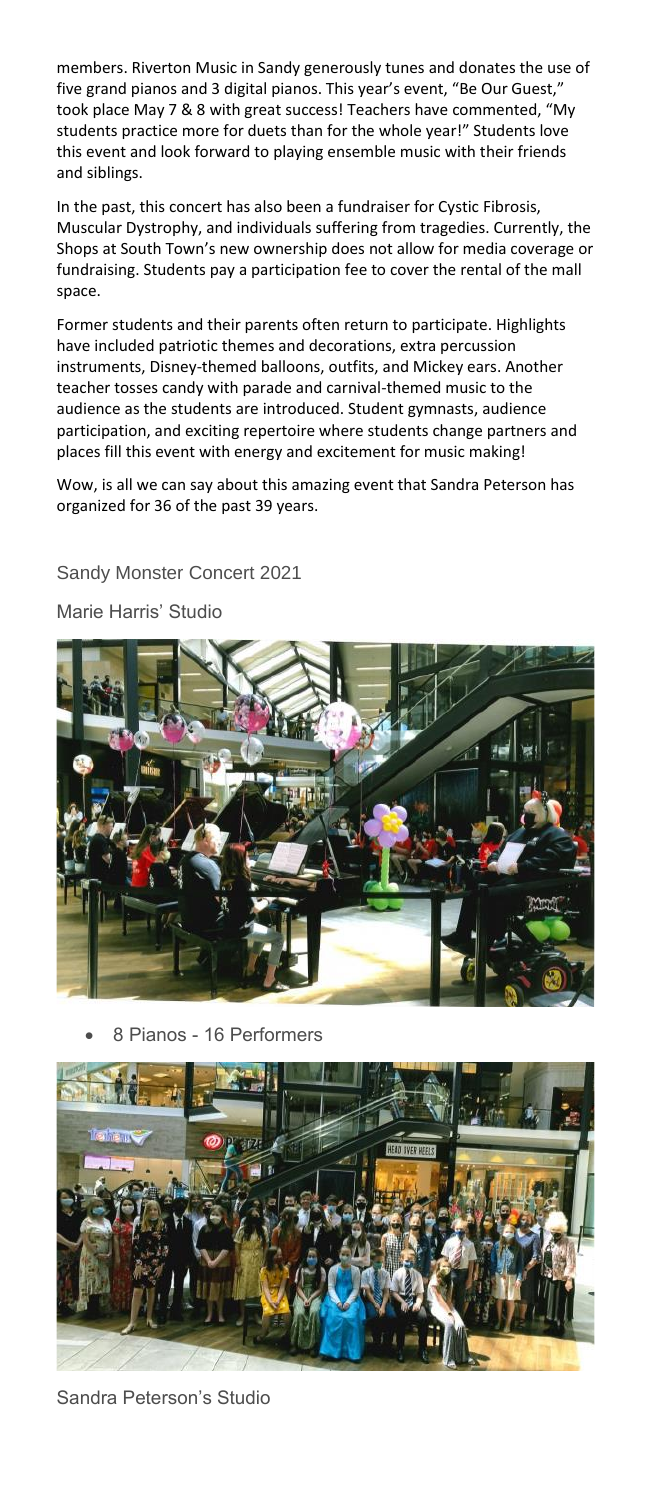members. Riverton Music in Sandy generously tunes and donates the use of five grand pianos and 3 digital pianos. This year's event, "Be Our Guest," took place May 7 & 8 with great success! Teachers have commented, "My students practice more for duets than for the whole year!" Students love this event and look forward to playing ensemble music with their friends and siblings.

In the past, this concert has also been a fundraiser for Cystic Fibrosis, Muscular Dystrophy, and individuals suffering from tragedies. Currently, the Shops at South Town's new ownership does not allow for media coverage or fundraising. Students pay a participation fee to cover the rental of the mall space.

Former students and their parents often return to participate. Highlights have included patriotic themes and decorations, extra percussion instruments, Disney-themed balloons, outfits, and Mickey ears. Another teacher tosses candy with parade and carnival-themed music to the audience as the students are introduced. Student gymnasts, audience participation, and exciting repertoire where students change partners and places fill this event with energy and excitement for music making!

Wow, is all we can say about this amazing event that Sandra Peterson has organized for 36 of the past 39 years.

Sandy Monster Concert 2021

Marie Harris' Studio

- 8 Pianos - 16 Performers

Sandra Peterson's Studio